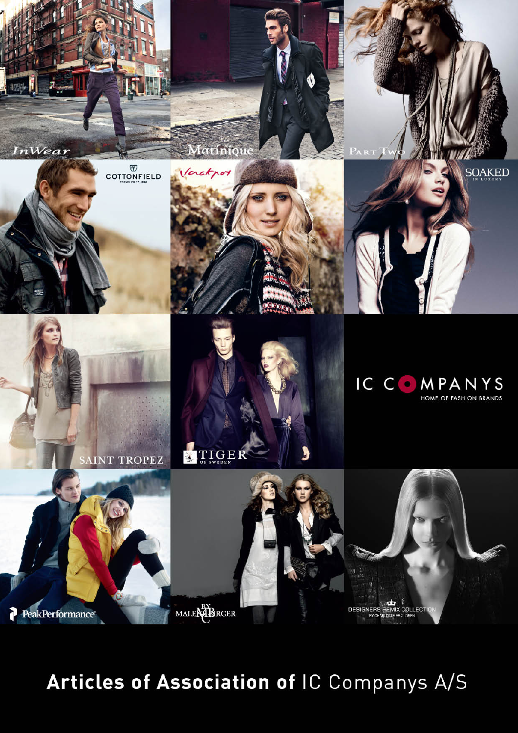IC COMPANYS

HOME OF FASHION BRANDS

# Articles of Association of IC Companys A/S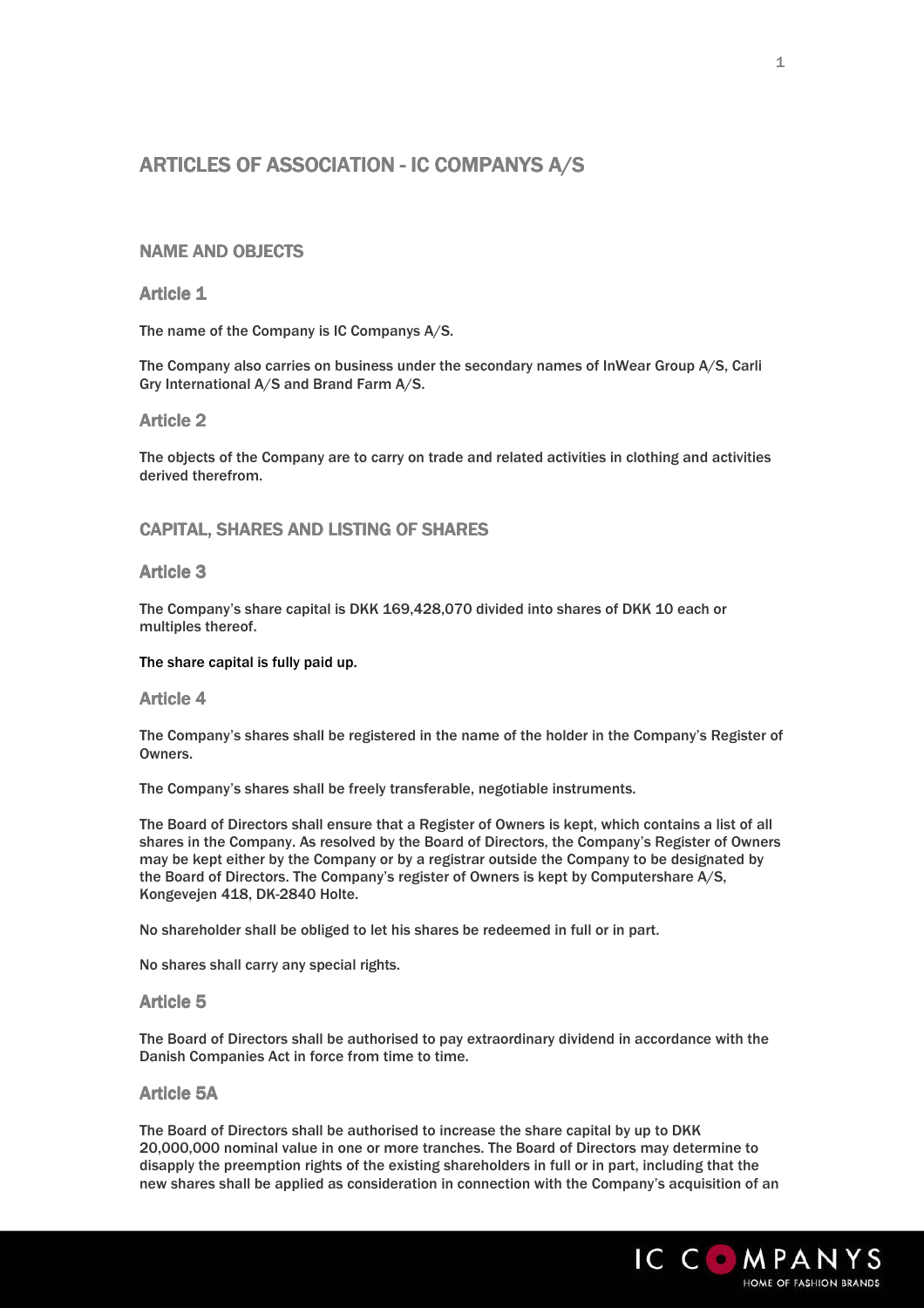# ARTICLES OF ASSOCIATION - IC COMPANYS A/S

## NAME AND OBJECTS

### Article 1

The name of the Company is IC Companys A/S.

The Company also carries on business under the secondary names of InWear Group A/S, Carli Gry International A/S and Brand Farm A/S.

### Article 2

The objects of the Company are to carry on trade and related activities in clothing and activities derived therefrom.

## CAPITAL, SHARES AND LISTING OF SHARES

### Article 3

The Company's share capital is DKK 169,428,070 divided into shares of DKK 10 each or multiples thereof.

The share capital is fully paid up.

### Article 4

The Company's shares shall be registered in the name of the holder in the Company's Register of Owners.

The Company's shares shall be freely transferable, negotiable instruments.

The Board of Directors shall ensure that a Register of Owners is kept, which contains a list of all shares in the Company. As resolved by the Board of Directors, the Company's Register of Owners may be kept either by the Company or by a registrar outside the Company to be designated by the Board of Directors. The Company's register of Owners is kept by Computershare A/S, Kongevejen 418, DK-2840 Holte.

No shareholder shall be obliged to let his shares be redeemed in full or in part.

No shares shall carry any special rights.

### Article 5

The Board of Directors shall be authorised to pay extraordinary dividend in accordance with the Danish Companies Act in force from time to time.

### Article 5A

The Board of Directors shall be authorised to increase the share capital by up to DKK 20,000,000 nominal value in one or more tranches. The Board of Directors may determine to disapply the preemption rights of the existing shareholders in full or in part, including that the new shares shall be applied as consideration in connection with the Company's acquisition of an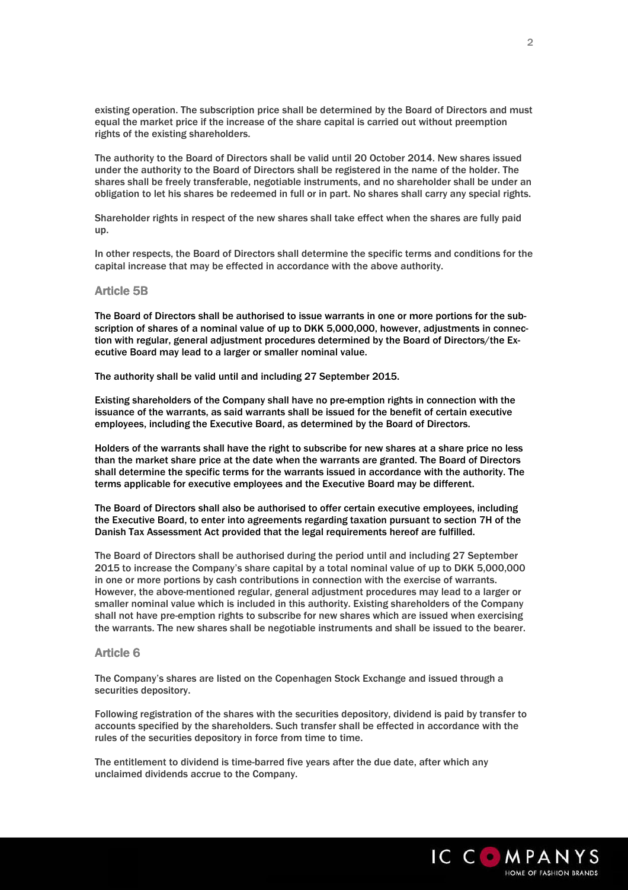existing operation. The subscription price shall be determined by the Board of Directors and must equal the market price if the increase of the share capital is carried out without preemption rights of the existing shareholders.

The authority to the Board of Directors shall be valid until 20 October 2014. New shares issued under the authority to the Board of Directors shall be registered in the name of the holder. The shares shall be freely transferable, negotiable instruments, and no shareholder shall be under an obligation to let his shares be redeemed in full or in part. No shares shall carry any special rights.

Shareholder rights in respect of the new shares shall take effect when the shares are fully paid up.

In other respects, the Board of Directors shall determine the specific terms and conditions for the capital increase that may be effected in accordance with the above authority.

## Article 5B

**The Board of Directors shall be authorised to issue warrants in one or more portions for the subscription of shares of a nominal value of up to DKK 5,000,000, however, adjustments in connection with regular, general adjustment procedures determined by the Board of Directors/the Executive Board may lead to a larger or smaller nominal value.**

**The authority shall be valid until and including 27 September 2015.**

**Existing shareholders of the Company shall have no pre-emption rights in connection with the issuance of the warrants, as said warrants shall be issued for the benefit of certain executive employees, including the Executive Board, as determined by the Board of Directors.**

**Holders of the warrants shall have the right to subscribe for new shares at a share price no less than the market share price at the date when the warrants are granted. The Board of Directors shall determine the specific terms for the warrants issued in accordance with the authority. The terms applicable for executive employees and the Executive Board may be different.**

**The Board of Directors shall also be authorised to offer certain executive employees, including the Executive Board, to enter into agreements regarding taxation pursuant to section 7H of the Danish Tax Assessment Act provided that the legal requirements hereof are fulfilled.**

The Board of Directors shall be authorised during the period until and including 27 September 2015 to increase the Company's share capital by a total nominal value of up to DKK 5,000,000 in one or more portions by cash contributions in connection with the exercise of warrants. However, the above-mentioned regular, general adjustment procedures may lead to a larger or smaller nominal value which is included in this authority. Existing shareholders of the Company shall not have pre-emption rights to subscribe for new shares which are issued when exercising the warrants. The new shares shall be negotiable instruments and shall be issued to the bearer.

## Article 6

The Company's shares are listed on the Copenhagen Stock Exchange and issued through a securities depository.

Following registration of the shares with the securities depository, dividend is paid by transfer to accounts specified by the shareholders. Such transfer shall be effected in accordance with the rules of the securities depository in force from time to time.

The entitlement to dividend is time-barred five years after the due date, after which any unclaimed dividends accrue to the Company.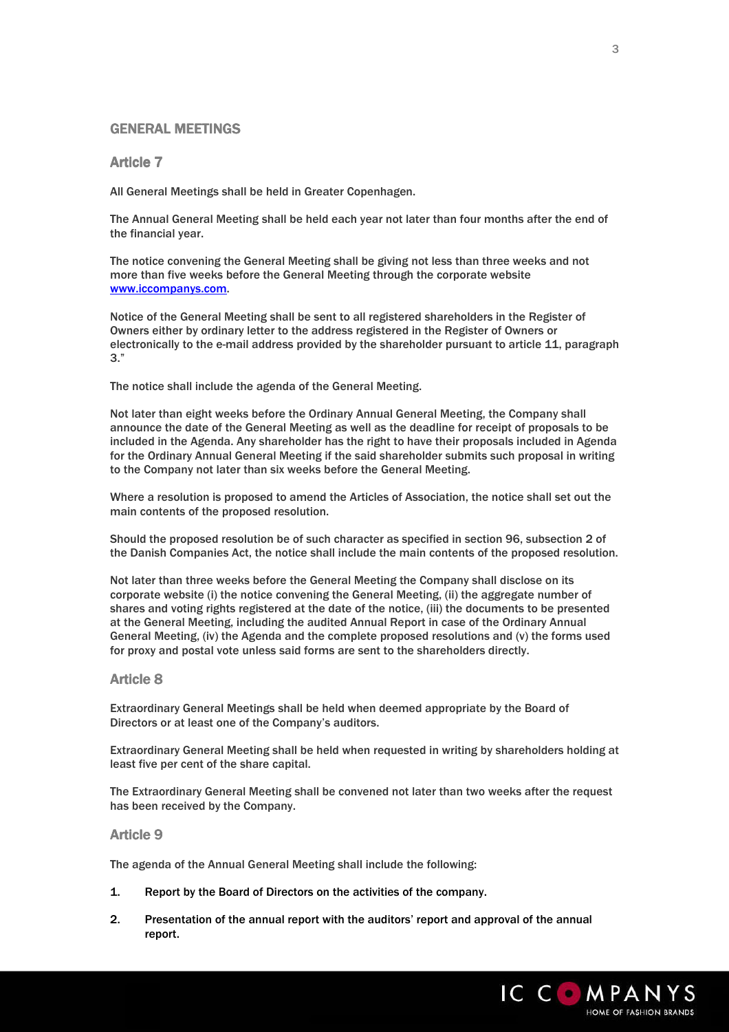## GENERAL MEETINGS

### Article 7

All General Meetings shall be held in Greater Copenhagen.

The Annual General Meeting shall be held each year not later than four months after the end of the financial year.

The notice convening the General Meeting shall be giving not less than three weeks and not more than five weeks before the General Meeting through the corporate website [www.iccompanys.com](http://www.iccompanys.com).

Notice of the General Meeting shall be sent to all registered shareholders in the Register of Owners either by ordinary letter to the address registered in the Register of Owners or electronically to the e-mail address provided by the shareholder pursuant to article 11, paragraph 3."

The notice shall include the agenda of the General Meeting.

Not later than eight weeks before the Ordinary Annual General Meeting, the Company shall announce the date of the General Meeting as well as the deadline for receipt of proposals to be included in the Agenda. Any shareholder has the right to have their proposals included in Agenda for the Ordinary Annual General Meeting if the said shareholder submits such proposal in writing to the Company not later than six weeks before the General Meeting.

Where a resolution is proposed to amend the Articles of Association, the notice shall set out the main contents of the proposed resolution.

Should the proposed resolution be of such character as specified in section 96, subsection 2 of the Danish Companies Act, the notice shall include the main contents of the proposed resolution.

Not later than three weeks before the General Meeting the Company shall disclose on its corporate website (i) the notice convening the General Meeting, (ii) the aggregate number of shares and voting rights registered at the date of the notice, (iii) the documents to be presented at the General Meeting, including the audited Annual Report in case of the Ordinary Annual General Meeting, (iv) the Agenda and the complete proposed resolutions and (v) the forms used for proxy and postal vote unless said forms are sent to the shareholders directly.

### Article 8

Extraordinary General Meetings shall be held when deemed appropriate by the Board of Directors or at least one of the Company's auditors.

Extraordinary General Meeting shall be held when requested in writing by shareholders holding at least five per cent of the share capital.

The Extraordinary General Meeting shall be convened not later than two weeks after the request has been received by the Company.

### Article 9

The agenda of the Annual General Meeting shall include the following:

1. Report by the Board of Directors on the activities of the company.
2. Presentation of the annual report with the auditors' report and approval of the annual report.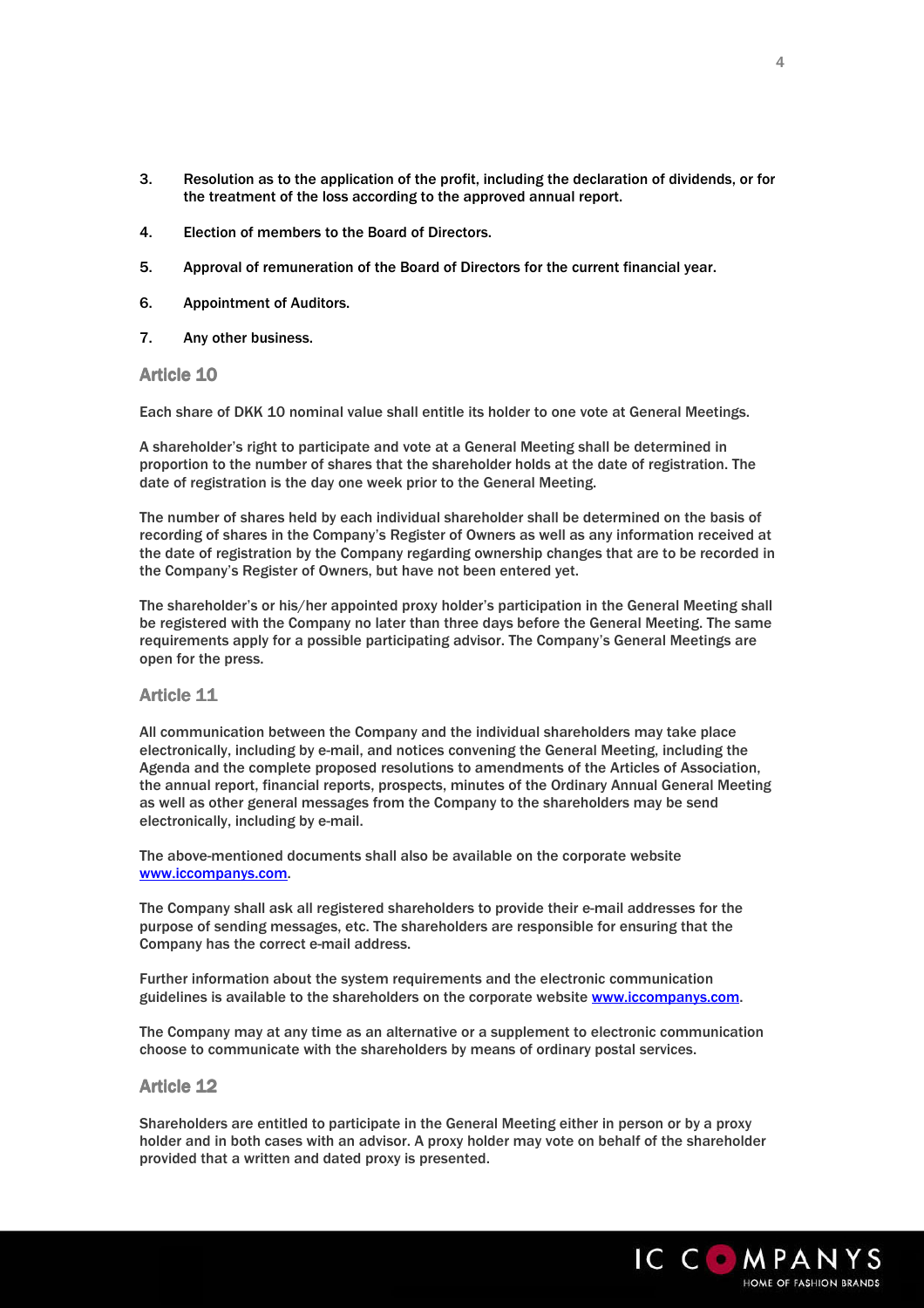3. Resolution as to the application of the profit, including the declaration of dividends, or for the treatment of the loss according to the approved annual report.

4. Election of members to the Board of Directors.

5. Approval of remuneration of the Board of Directors for the current financial year.

6. Appointment of Auditors.

7. Any other business.

## Article 10

Each share of DKK 10 nominal value shall entitle its holder to one vote at General Meetings.

A shareholder's right to participate and vote at a General Meeting shall be determined in proportion to the number of shares that the shareholder holds at the date of registration. The date of registration is the day one week prior to the General Meeting.

The number of shares held by each individual shareholder shall be determined on the basis of recording of shares in the Company's Register of Owners as well as any information received at the date of registration by the Company regarding ownership changes that are to be recorded in the Company's Register of Owners, but have not been entered yet.

The shareholder's or his/her appointed proxy holder's participation in the General Meeting shall be registered with the Company no later than three days before the General Meeting. The same requirements apply for a possible participating advisor. The Company's General Meetings are open for the press.

## Article 11

All communication between the Company and the individual shareholders may take place electronically, including by e-mail, and notices convening the General Meeting, including the Agenda and the complete proposed resolutions to amendments of the Articles of Association, the annual report, financial reports, prospects, minutes of the Ordinary Annual General Meeting as well as other general messages from the Company to the shareholders may be send electronically, including by e-mail.

The above-mentioned documents shall also be available on the corporate website [www.iccompanys.com](www.iccompanys.com).

The Company shall ask all registered shareholders to provide their e-mail addresses for the purpose of sending messages, etc. The shareholders are responsible for ensuring that the Company has the correct e-mail address.

Further information about the system requirements and the electronic communication guidelines is available to the shareholders on the corporate website [www.iccompanys.com](www.iccompanys.com).

The Company may at any time as an alternative or a supplement to electronic communication choose to communicate with the shareholders by means of ordinary postal services.

## Article 12

Shareholders are entitled to participate in the General Meeting either in person or by a proxy holder and in both cases with an advisor. A proxy holder may vote on behalf of the shareholder provided that a written and dated proxy is presented.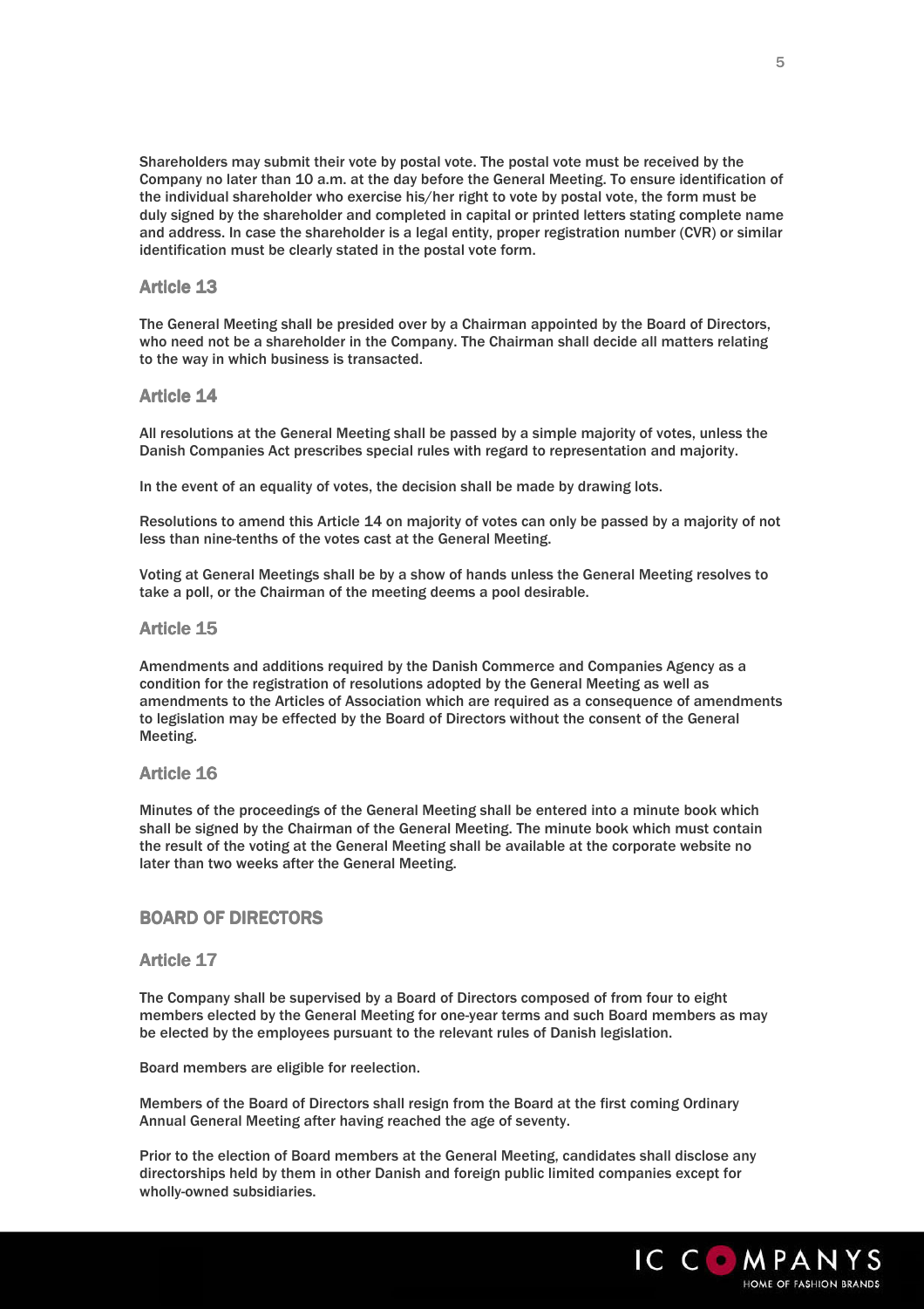Shareholders may submit their vote by postal vote. The postal vote must be received by the Company no later than 10 a.m. at the day before the General Meeting. To ensure identification of the individual shareholder who exercise his/her right to vote by postal vote, the form must be duly signed by the shareholder and completed in capital or printed letters stating complete name and address. In case the shareholder is a legal entity, proper registration number (CVR) or similar identification must be clearly stated in the postal vote form.

### Article 13

The General Meeting shall be presided over by a Chairman appointed by the Board of Directors, who need not be a shareholder in the Company. The Chairman shall decide all matters relating to the way in which business is transacted.

### Article 14

All resolutions at the General Meeting shall be passed by a simple majority of votes, unless the Danish Companies Act prescribes special rules with regard to representation and majority.

In the event of an equality of votes, the decision shall be made by drawing lots.

Resolutions to amend this Article 14 on majority of votes can only be passed by a majority of not less than nine-tenths of the votes cast at the General Meeting.

Voting at General Meetings shall be by a show of hands unless the General Meeting resolves to take a poll, or the Chairman of the meeting deems a pool desirable.

### Article 15

Amendments and additions required by the Danish Commerce and Companies Agency as a condition for the registration of resolutions adopted by the General Meeting as well as amendments to the Articles of Association which are required as a consequence of amendments to legislation may be effected by the Board of Directors without the consent of the General Meeting.

### Article 16

Minutes of the proceedings of the General Meeting shall be entered into a minute book which shall be signed by the Chairman of the General Meeting. The minute book which must contain the result of the voting at the General Meeting shall be available at the corporate website no later than two weeks after the General Meeting.

## BOARD OF DIRECTORS

### Article 17

The Company shall be supervised by a Board of Directors composed of from four to eight members elected by the General Meeting for one-year terms and such Board members as may be elected by the employees pursuant to the relevant rules of Danish legislation.

Board members are eligible for reelection.

Members of the Board of Directors shall resign from the Board at the first coming Ordinary Annual General Meeting after having reached the age of seventy.

Prior to the election of Board members at the General Meeting, candidates shall disclose any directorships held by them in other Danish and foreign public limited companies except for wholly-owned subsidiaries.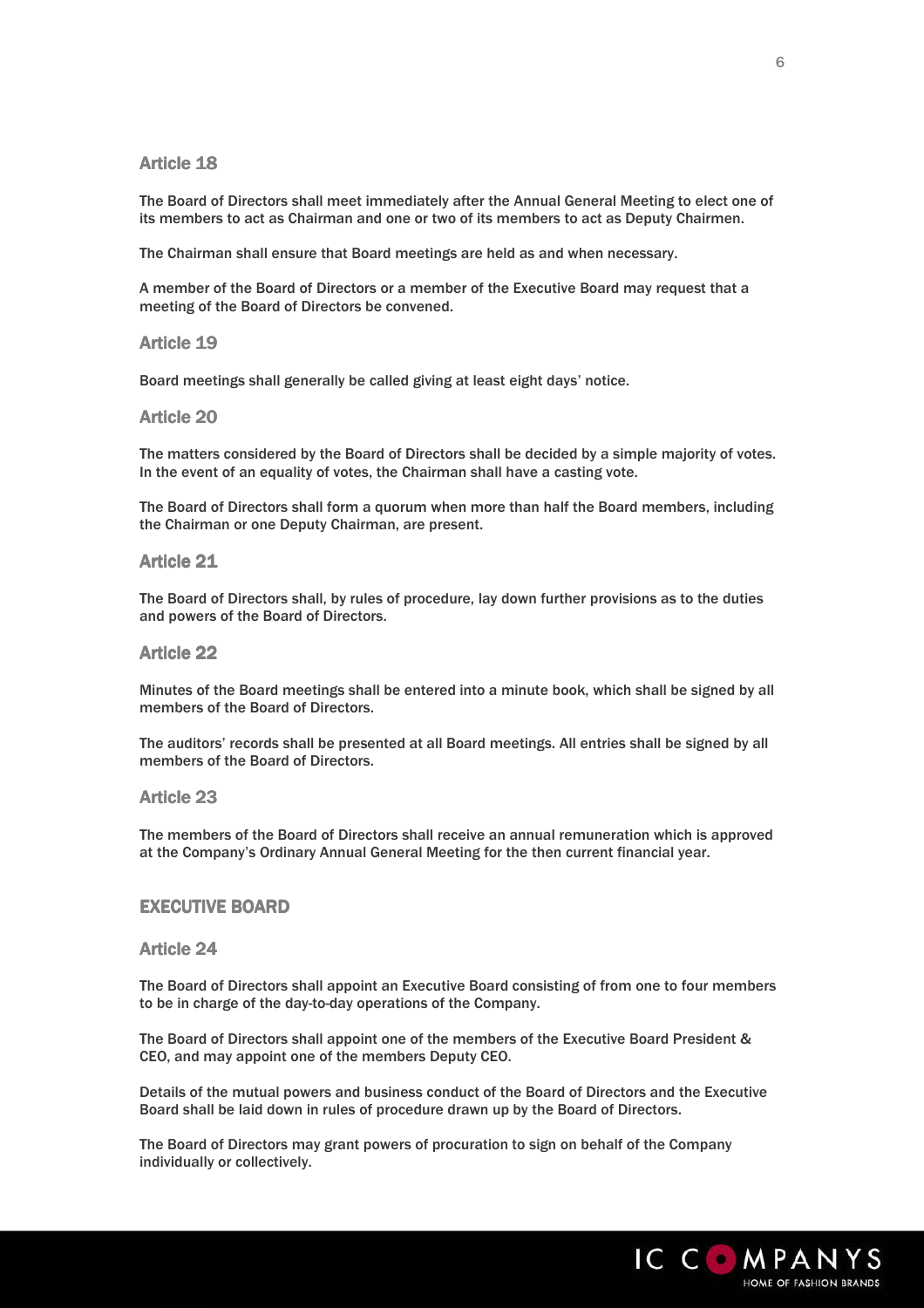### Article 18

The Board of Directors shall meet immediately after the Annual General Meeting to elect one of its members to act as Chairman and one or two of its members to act as Deputy Chairmen.

The Chairman shall ensure that Board meetings are held as and when necessary.

A member of the Board of Directors or a member of the Executive Board may request that a meeting of the Board of Directors be convened.

### Article 19

Board meetings shall generally be called giving at least eight days' notice.

### Article 20

The matters considered by the Board of Directors shall be decided by a simple majority of votes. In the event of an equality of votes, the Chairman shall have a casting vote.

The Board of Directors shall form a quorum when more than half the Board members, including the Chairman or one Deputy Chairman, are present.

### Article 21

The Board of Directors shall, by rules of procedure, lay down further provisions as to the duties and powers of the Board of Directors.

### Article 22

Minutes of the Board meetings shall be entered into a minute book, which shall be signed by all members of the Board of Directors.

The auditors' records shall be presented at all Board meetings. All entries shall be signed by all members of the Board of Directors.

### Article 23

The members of the Board of Directors shall receive an annual remuneration which is approved at the Company's Ordinary Annual General Meeting for the then current financial year.

## EXECUTIVE BOARD

### Article 24

The Board of Directors shall appoint an Executive Board consisting of from one to four members to be in charge of the day-to-day operations of the Company.

The Board of Directors shall appoint one of the members of the Executive Board President & CEO, and may appoint one of the members Deputy CEO.

Details of the mutual powers and business conduct of the Board of Directors and the Executive Board shall be laid down in rules of procedure drawn up by the Board of Directors.

The Board of Directors may grant powers of procuration to sign on behalf of the Company individually or collectively.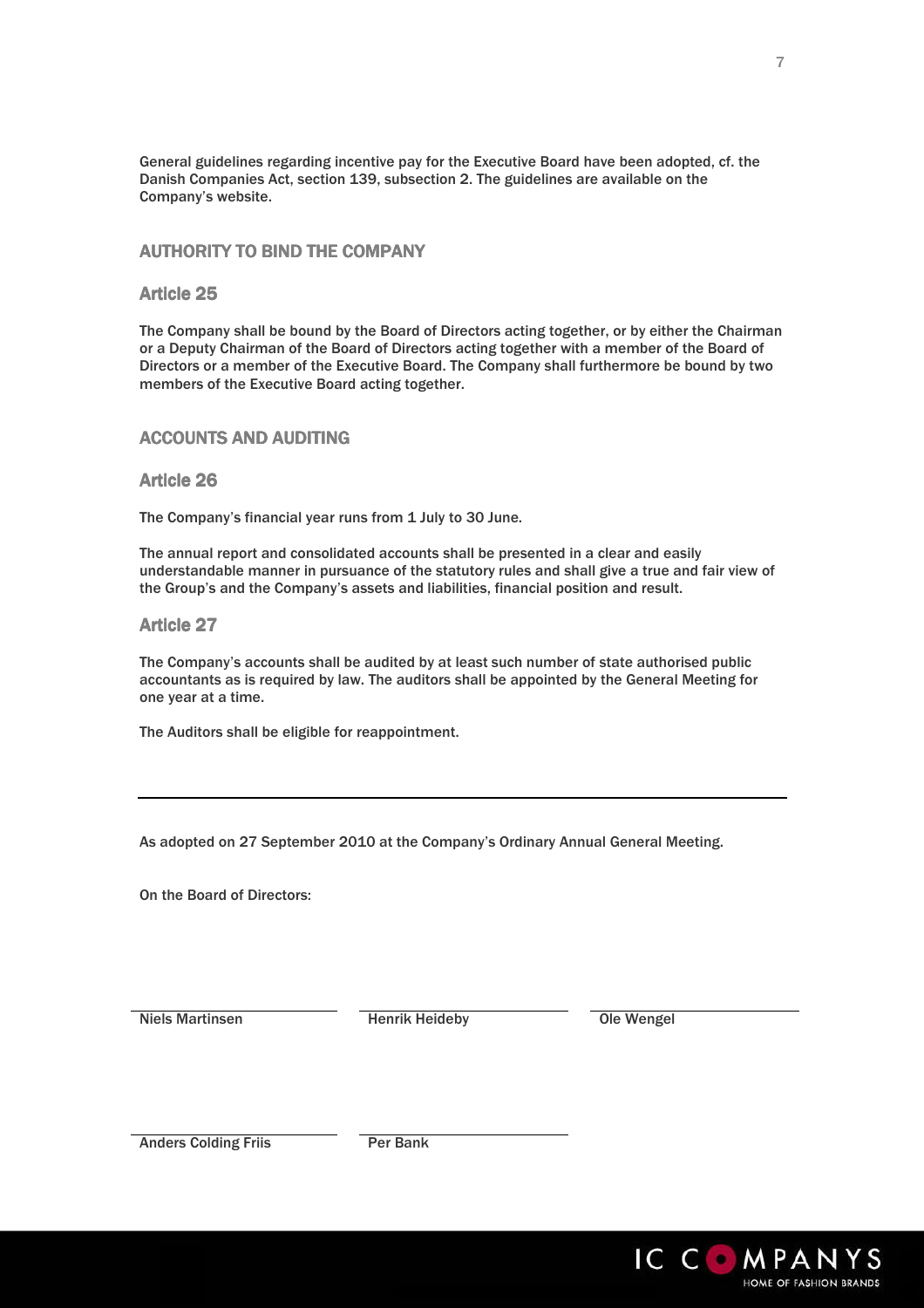General guidelines regarding incentive pay for the Executive Board have been adopted, cf. the Danish Companies Act, section 139, subsection 2. The guidelines are available on the Company's website.

## AUTHORITY TO BIND THE COMPANY

### Article 25

The Company shall be bound by the Board of Directors acting together, or by either the Chairman or a Deputy Chairman of the Board of Directors acting together with a member of the Board of Directors or a member of the Executive Board. The Company shall furthermore be bound by two members of the Executive Board acting together.

## ACCOUNTS AND AUDITING

### Article 26

The Company's financial year runs from 1 July to 30 June.

The annual report and consolidated accounts shall be presented in a clear and easily understandable manner in pursuance of the statutory rules and shall give a true and fair view of the Group's and the Company's assets and liabilities, financial position and result.

### Article 27

The Company's accounts shall be audited by at least such number of state authorised public accountants as is required by law. The auditors shall be appointed by the General Meeting for one year at a time.

The Auditors shall be eligible for reappointment.

---

As adopted on 27 September 2010 at the Company's Ordinary Annual General Meeting.

On the Board of Directors:

Niels Martinsen

Henrik Heideby

Ole Wengel

Anders Colding Friis

Per Bank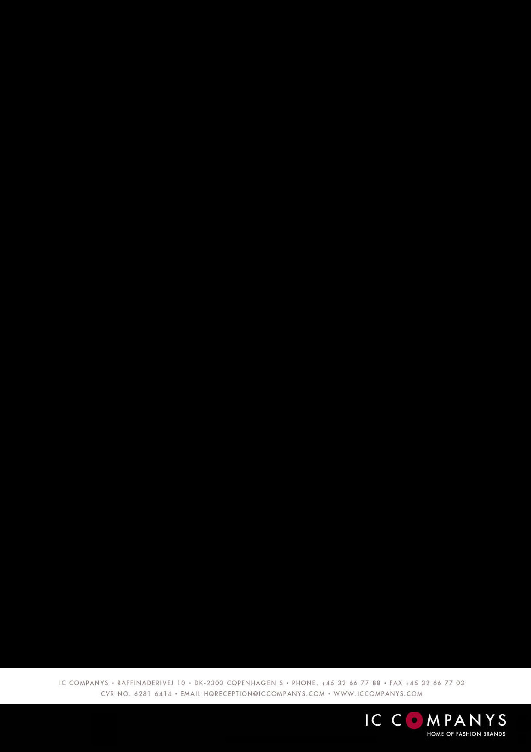IC COMPANYS • RAFFINADERIVEJ 10 • DK-2300 COPENHAGEN S • PHONE. +45 32 66 77 88 • FAX +45 32 66 77 03
CVR NO. 6281 6414 • EMAIL HQRECEPTION@ICCOMPANYS.COM • WWW.ICCOMPANYS.COM

IC COMPANYS
HOME OF FASHION BRANDS